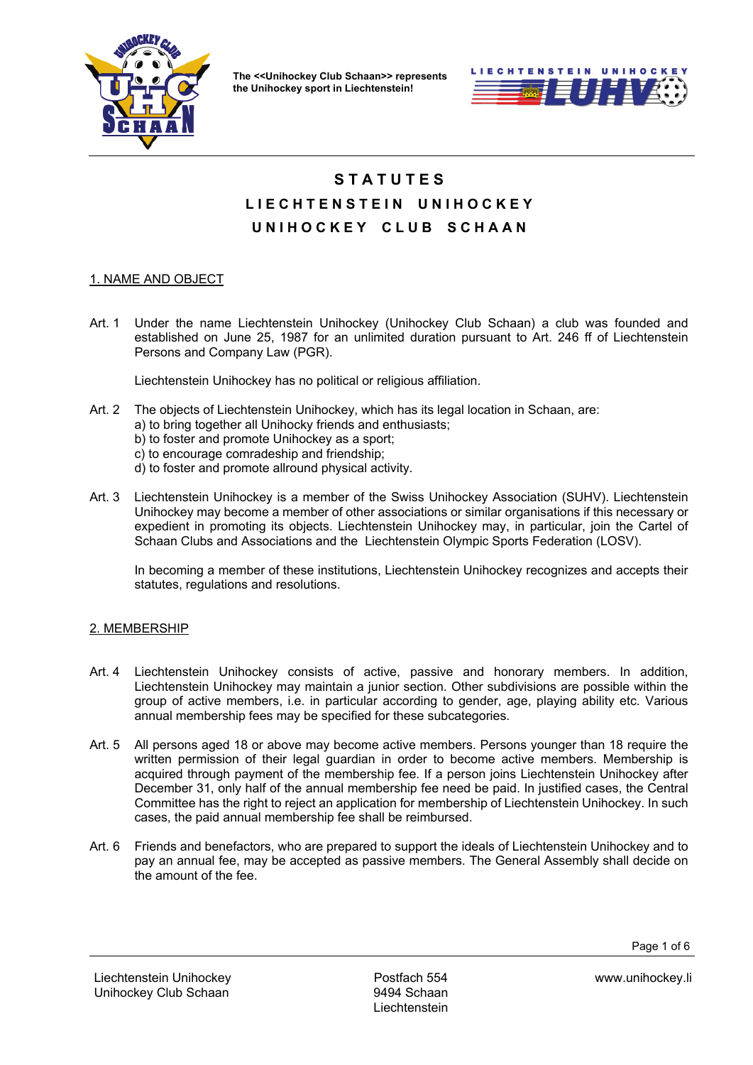The <<Unihockey Club Schaan>> represents the Unihockey sport in Liechtenstein!

# STATUTES

# LIECHTENSTEIN UNIHOCKEY

# UNIHOCKEY CLUB SCHAAN

## 1. NAME AND OBJECT

Art. 1 Under the name Liechtenstein Unihockey (Unihockey Club Schaan) a club was founded and established on June 25, 1987 for an unlimited duration pursuant to Art. 246 ff of Liechtenstein Persons and Company Law (PGR).

Liechtenstein Unihockey has no political or religious affiliation.

Art. 2 The objects of Liechtenstein Unihockey, which has its legal location in Schaan, are:
a) to bring together all Unihocky friends and enthusiasts;
b) to foster and promote Unihockey as a sport;
c) to encourage comradeship and friendship;
d) to foster and promote allround physical activity.

Art. 3 Liechtenstein Unihockey is a member of the Swiss Unihockey Association (SUHV). Liechtenstein Unihockey may become a member of other associations or similar organisations if this necessary or expedient in promoting its objects. Liechtenstein Unihockey may, in particular, join the Cartel of Schaan Clubs and Associations and the Liechtenstein Olympic Sports Federation (LOSV).

In becoming a member of these institutions, Liechtenstein Unihockey recognizes and accepts their statutes, regulations and resolutions.

## 2. MEMBERSHIP

Art. 4 Liechtenstein Unihockey consists of active, passive and honorary members. In addition, Liechtenstein Unihockey may maintain a junior section. Other subdivisions are possible within the group of active members, i.e. in particular according to gender, age, playing ability etc. Various annual membership fees may be specified for these subcategories.

Art. 5 All persons aged 18 or above may become active members. Persons younger than 18 require the written permission of their legal guardian in order to become active members. Membership is acquired through payment of the membership fee. If a person joins Liechtenstein Unihockey after December 31, only half of the annual membership fee need be paid. In justified cases, the Central Committee has the right to reject an application for membership of Liechtenstein Unihockey. In such cases, the paid annual membership fee shall be reimbursed.

Art. 6 Friends and benefactors, who are prepared to support the ideals of Liechtenstein Unihockey and to pay an annual fee, may be accepted as passive members. The General Assembly shall decide on the amount of the fee.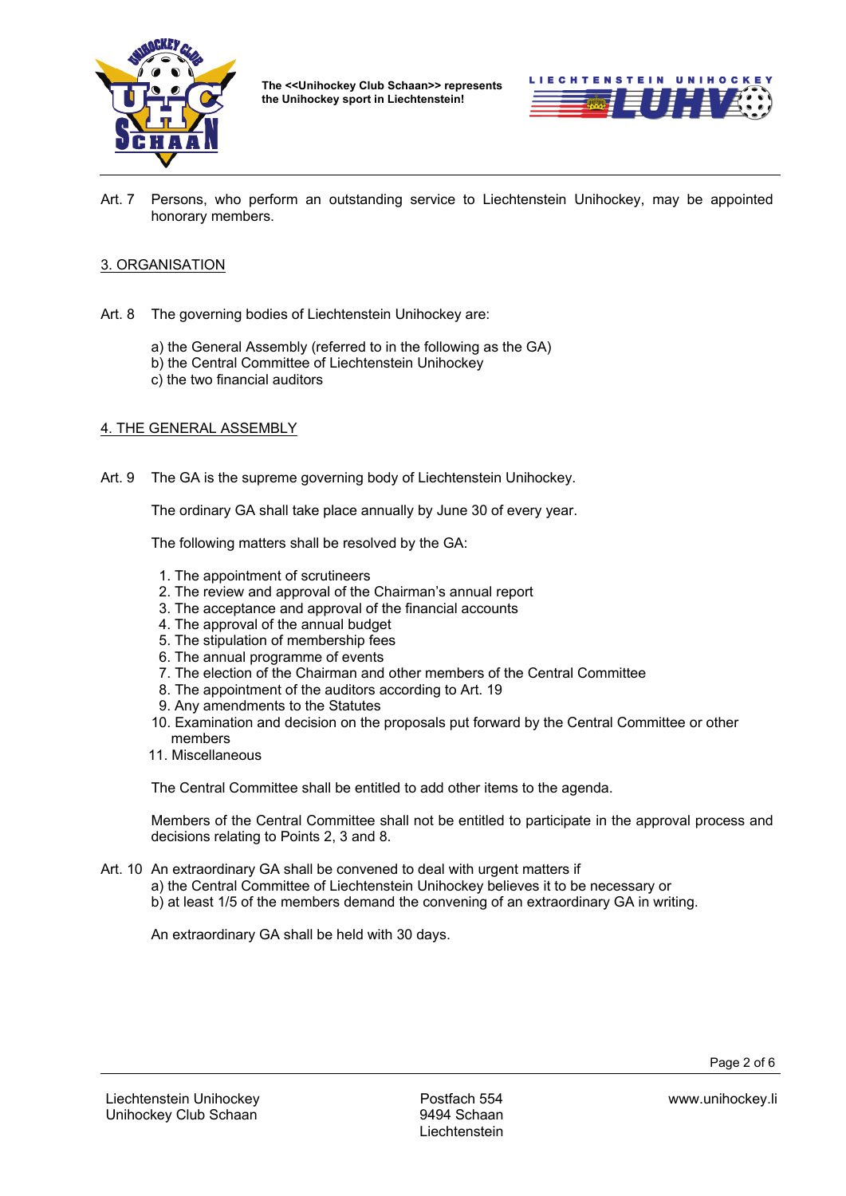Art. 7 Persons, who perform an outstanding service to Liechtenstein Unihockey, may be appointed honorary members.

## 3. ORGANISATION

Art. 8 The governing bodies of Liechtenstein Unihockey are:

a) the General Assembly (referred to in the following as the GA)
b) the Central Committee of Liechtenstein Unihockey
c) the two financial auditors

## 4. THE GENERAL ASSEMBLY

Art. 9 The GA is the supreme governing body of Liechtenstein Unihockey.

The ordinary GA shall take place annually by June 30 of every year.

The following matters shall be resolved by the GA:

1. The appointment of scrutineers
2. The review and approval of the Chairman's annual report
3. The acceptance and approval of the financial accounts
4. The approval of the annual budget
5. The stipulation of membership fees
6. The annual programme of events
7. The election of the Chairman and other members of the Central Committee
8. The appointment of the auditors according to Art. 19
9. Any amendments to the Statutes
10. Examination and decision on the proposals put forward by the Central Committee or other members
11. Miscellaneous

The Central Committee shall be entitled to add other items to the agenda.

Members of the Central Committee shall not be entitled to participate in the approval process and decisions relating to Points 2, 3 and 8.

Art. 10 An extraordinary GA shall be convened to deal with urgent matters if
a) the Central Committee of Liechtenstein Unihockey believes it to be necessary or
b) at least 1/5 of the members demand the convening of an extraordinary GA in writing.

An extraordinary GA shall be held with 30 days.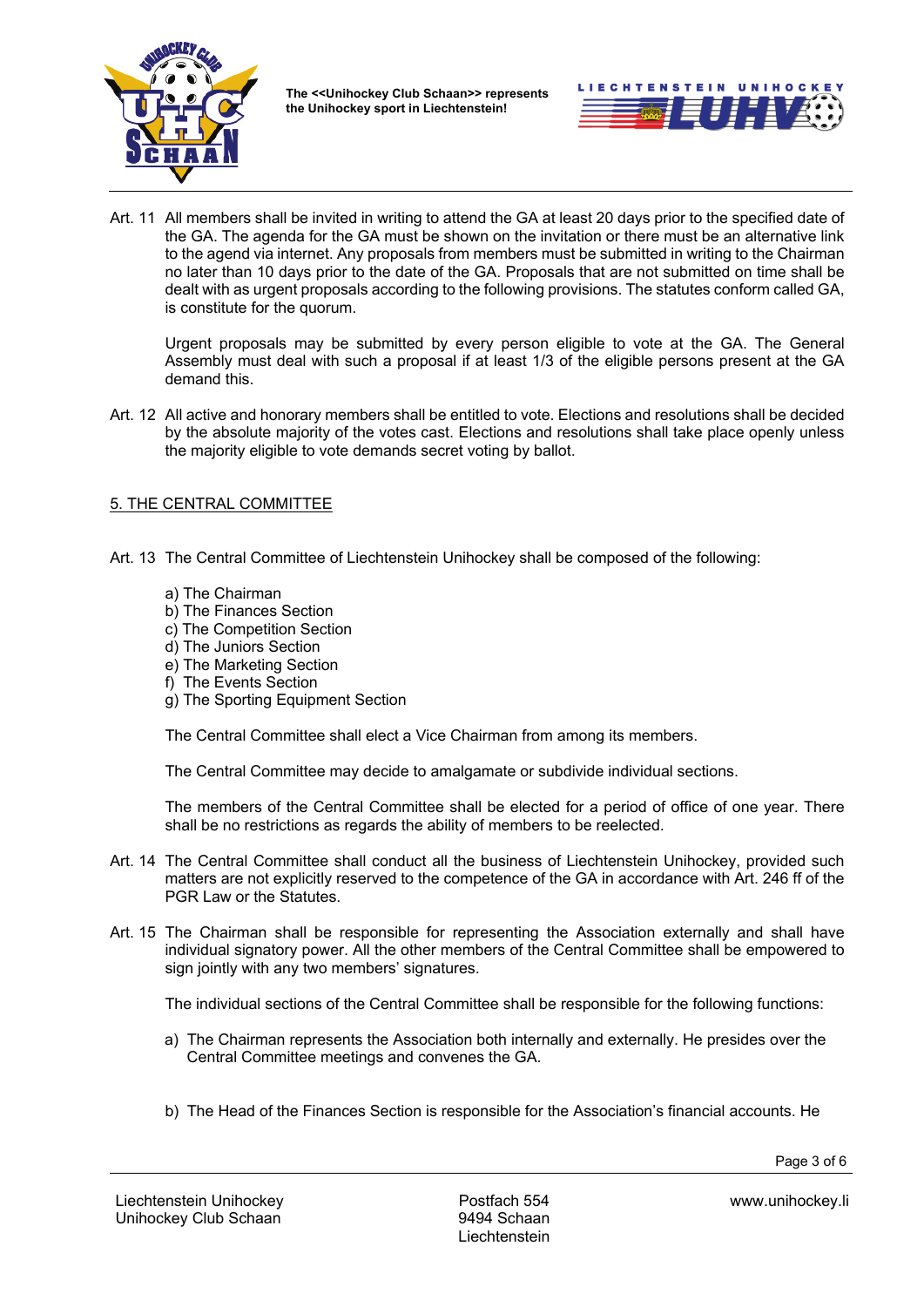Art. 11 All members shall be invited in writing to attend the GA at least 20 days prior to the specified date of the GA. The agenda for the GA must be shown on the invitation or there must be an alternative link to the agend via internet. Any proposals from members must be submitted in writing to the Chairman no later than 10 days prior to the date of the GA. Proposals that are not submitted on time shall be dealt with as urgent proposals according to the following provisions. The statutes conform called GA, is constitute for the quorum.

Urgent proposals may be submitted by every person eligible to vote at the GA. The General Assembly must deal with such a proposal if at least 1/3 of the eligible persons present at the GA demand this.

Art. 12 All active and honorary members shall be entitled to vote. Elections and resolutions shall be decided by the absolute majority of the votes cast. Elections and resolutions shall take place openly unless the majority eligible to vote demands secret voting by ballot.

## 5. THE CENTRAL COMMITTEE

Art. 13 The Central Committee of Liechtenstein Unihockey shall be composed of the following:

a) The Chairman
b) The Finances Section
c) The Competition Section
d) The Juniors Section
e) The Marketing Section
f) The Events Section
g) The Sporting Equipment Section

The Central Committee shall elect a Vice Chairman from among its members.

The Central Committee may decide to amalgamate or subdivide individual sections.

The members of the Central Committee shall be elected for a period of office of one year. There shall be no restrictions as regards the ability of members to be reelected.

Art. 14 The Central Committee shall conduct all the business of Liechtenstein Unihockey, provided such matters are not explicitly reserved to the competence of the GA in accordance with Art. 246 ff of the PGR Law or the Statutes.

Art. 15 The Chairman shall be responsible for representing the Association externally and shall have individual signatory power. All the other members of the Central Committee shall be empowered to sign jointly with any two members' signatures.

The individual sections of the Central Committee shall be responsible for the following functions:

a) The Chairman represents the Association both internally and externally. He presides over the Central Committee meetings and convenes the GA.

b) The Head of the Finances Section is responsible for the Association's financial accounts. He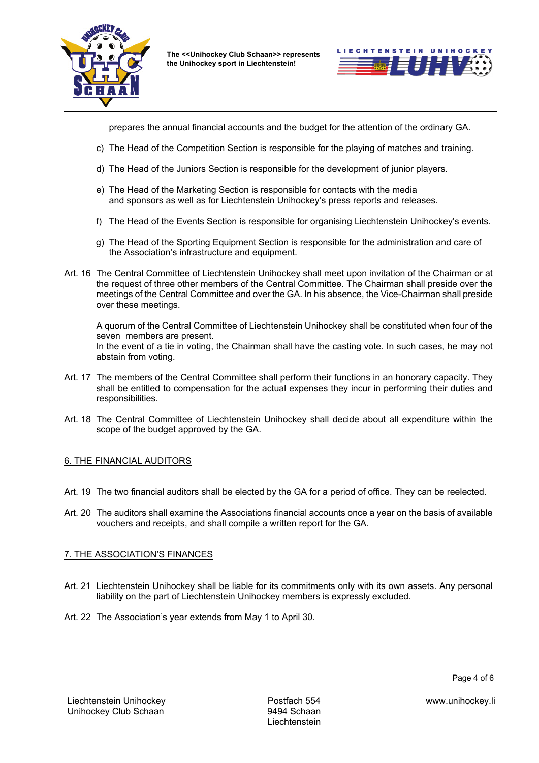prepares the annual financial accounts and the budget for the attention of the ordinary GA.

c) The Head of the Competition Section is responsible for the playing of matches and training.

d) The Head of the Juniors Section is responsible for the development of junior players.

e) The Head of the Marketing Section is responsible for contacts with the media and sponsors as well as for Liechtenstein Unihockey's press reports and releases.

f) The Head of the Events Section is responsible for organising Liechtenstein Unihockey's events.

g) The Head of the Sporting Equipment Section is responsible for the administration and care of the Association's infrastructure and equipment.

Art. 16 The Central Committee of Liechtenstein Unihockey shall meet upon invitation of the Chairman or at the request of three other members of the Central Committee. The Chairman shall preside over the meetings of the Central Committee and over the GA. In his absence, the Vice-Chairman shall preside over these meetings.

A quorum of the Central Committee of Liechtenstein Unihockey shall be constituted when four of the seven members are present.
In the event of a tie in voting, the Chairman shall have the casting vote. In such cases, he may not abstain from voting.

Art. 17 The members of the Central Committee shall perform their functions in an honorary capacity. They shall be entitled to compensation for the actual expenses they incur in performing their duties and responsibilities.

Art. 18 The Central Committee of Liechtenstein Unihockey shall decide about all expenditure within the scope of the budget approved by the GA.

## 6. THE FINANCIAL AUDITORS

Art. 19 The two financial auditors shall be elected by the GA for a period of office. They can be reelected.

Art. 20 The auditors shall examine the Associations financial accounts once a year on the basis of available vouchers and receipts, and shall compile a written report for the GA.

## 7. THE ASSOCIATION'S FINANCES

Art. 21 Liechtenstein Unihockey shall be liable for its commitments only with its own assets. Any personal liability on the part of Liechtenstein Unihockey members is expressly excluded.

Art. 22 The Association's year extends from May 1 to April 30.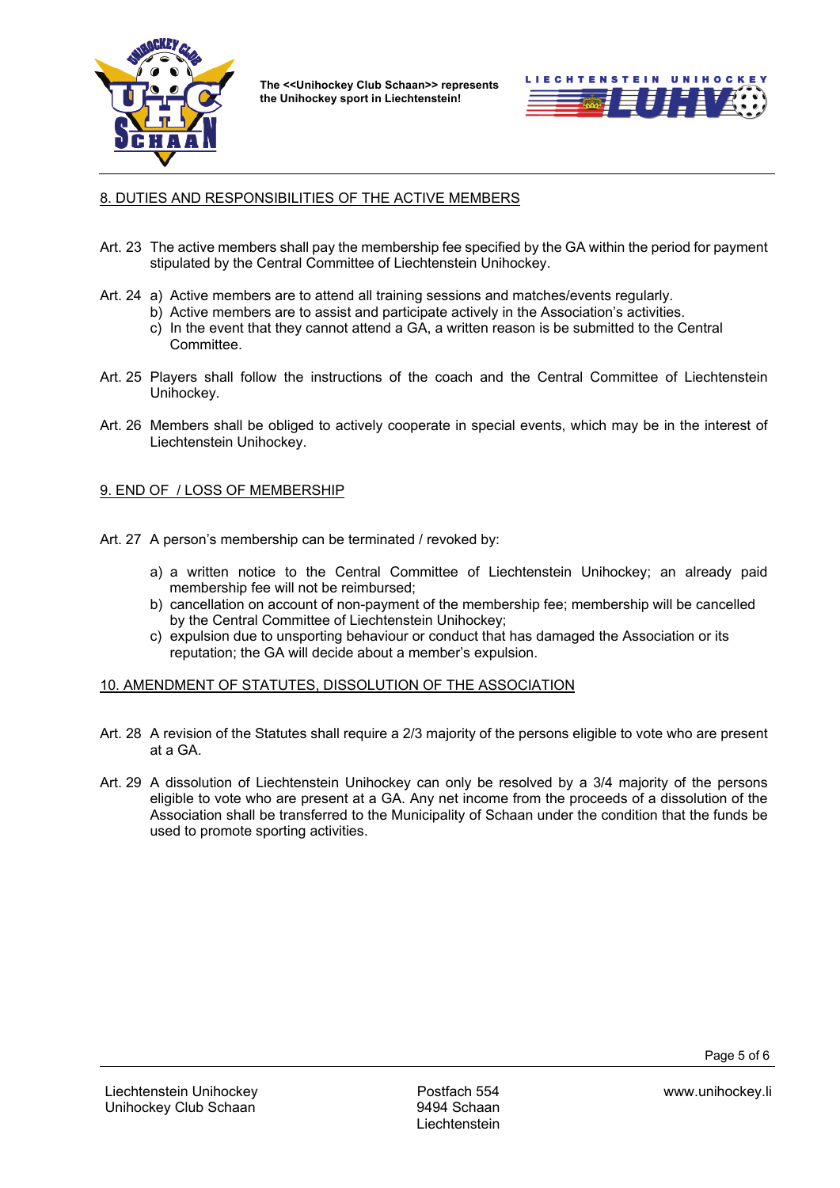## 8. DUTIES AND RESPONSIBILITIES OF THE ACTIVE MEMBERS

Art. 23 The active members shall pay the membership fee specified by the GA within the period for payment stipulated by the Central Committee of Liechtenstein Unihockey.

Art. 24 a) Active members are to attend all training sessions and matches/events regularly.
b) Active members are to assist and participate actively in the Association's activities.
c) In the event that they cannot attend a GA, a written reason is be submitted to the Central Committee.

Art. 25 Players shall follow the instructions of the coach and the Central Committee of Liechtenstein Unihockey.

Art. 26 Members shall be obliged to actively cooperate in special events, which may be in the interest of Liechtenstein Unihockey.

## 9. END OF / LOSS OF MEMBERSHIP

Art. 27 A person's membership can be terminated / revoked by:

a) a written notice to the Central Committee of Liechtenstein Unihockey; an already paid membership fee will not be reimbursed;
b) cancellation on account of non-payment of the membership fee; membership will be cancelled by the Central Committee of Liechtenstein Unihockey;
c) expulsion due to unsporting behaviour or conduct that has damaged the Association or its reputation; the GA will decide about a member's expulsion.

## 10. AMENDMENT OF STATUTES, DISSOLUTION OF THE ASSOCIATION

Art. 28 A revision of the Statutes shall require a 2/3 majority of the persons eligible to vote who are present at a GA.

Art. 29 A dissolution of Liechtenstein Unihockey can only be resolved by a 3/4 majority of the persons eligible to vote who are present at a GA. Any net income from the proceeds of a dissolution of the Association shall be transferred to the Municipality of Schaan under the condition that the funds be used to promote sporting activities.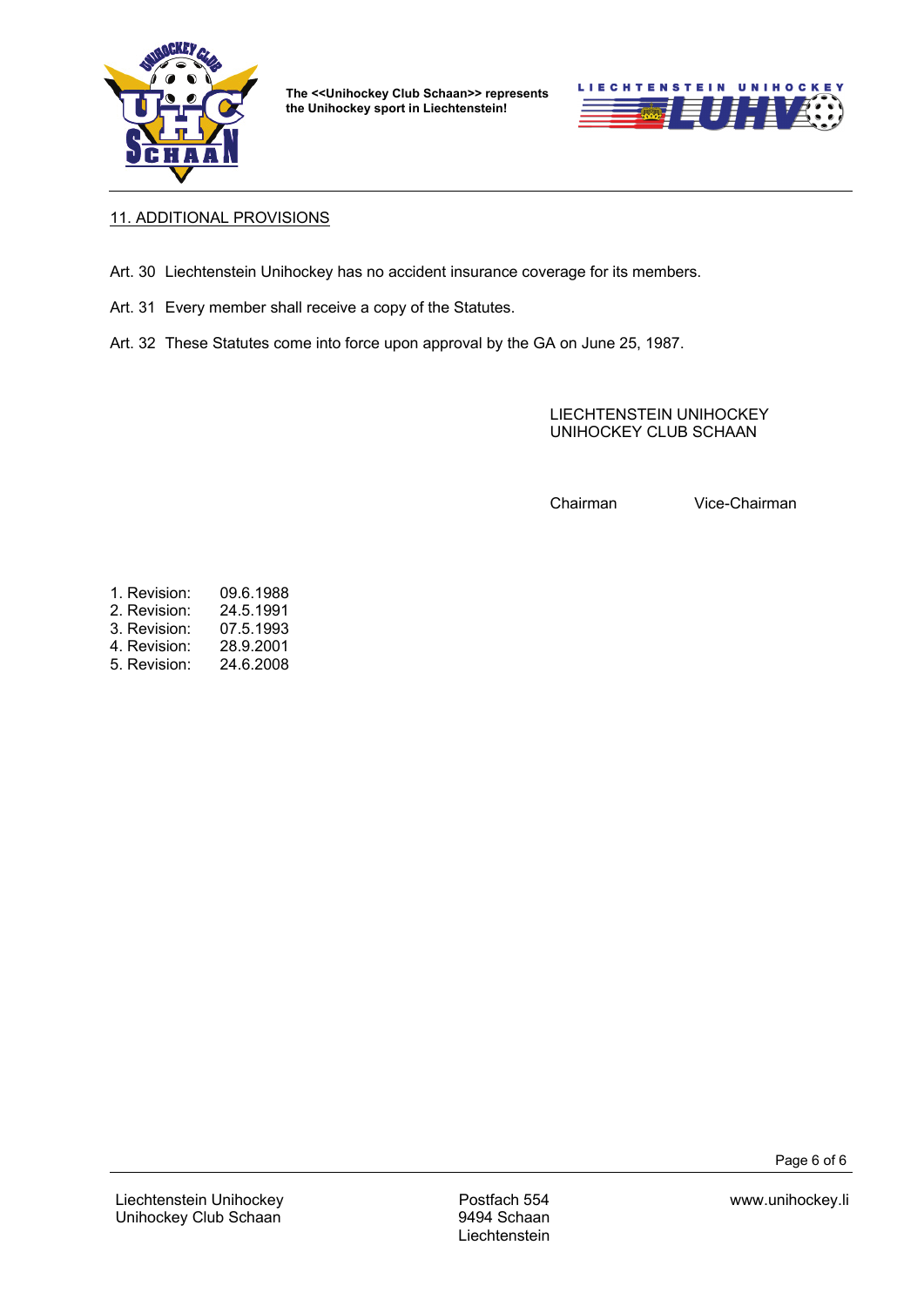## 11. ADDITIONAL PROVISIONS

Art. 30 Liechtenstein Unihockey has no accident insurance coverage for its members.

Art. 31 Every member shall receive a copy of the Statutes.

Art. 32 These Statutes come into force upon approval by the GA on June 25, 1987.

LIECHTENSTEIN UNIHOCKEY
UNIHOCKEY CLUB SCHAAN

Chairman Vice-Chairman

1. Revision: 09.6.1988
2. Revision: 24.5.1991
3. Revision: 07.5.1993
4. Revision: 28.9.2001
5. Revision: 24.6.2008